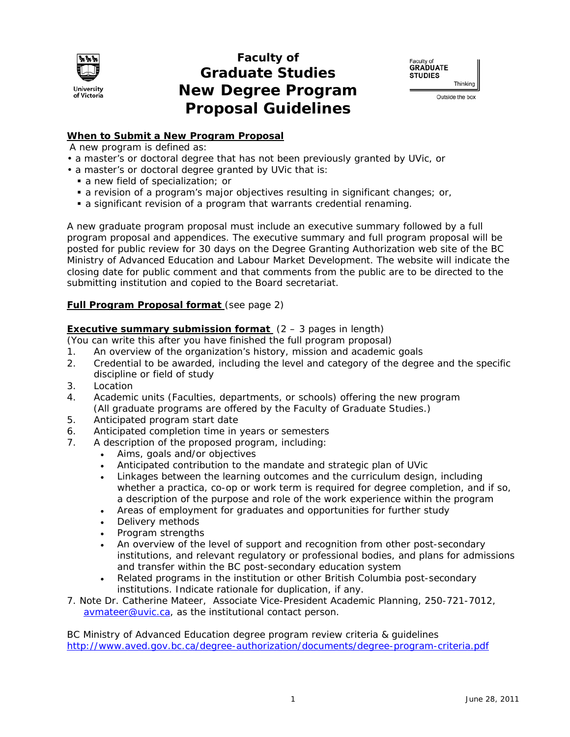# Faculty of Graduate Studies New Degree Program Proposal Guidelines

**When to Submit a New Program Proposal**

A new program is defined as:

- a master's or doctoral degree that has not been previously granted by UVic, or
- a master's or doctoral degree granted by UVic that is:
  - a new field of specialization; or
  - a revision of a program's major objectives resulting in significant changes; or,
  - a significant revision of a program that warrants credential renaming.

A new graduate program proposal must include an executive summary followed by a full program proposal and appendices. The executive summary and full program proposal will be posted for public review for 30 days on the Degree Granting Authorization web site of the BC Ministry of Advanced Education and Labour Market Development. The website will indicate the closing date for public comment and that comments from the public are to be directed to the submitting institution and copied to the Board secretariat.

**Full Program Proposal format** (see page 2)

**Executive summary submission format** (2 – 3 pages in length)
(You can write this after you have finished the full program proposal)

1. An overview of the organization's history, mission and academic goals
2. Credential to be awarded, including the level and category of the degree and the specific discipline or field of study
3. Location
4. Academic units (Faculties, departments, or schools) offering the new program (All graduate programs are offered by the Faculty of Graduate Studies.)
5. Anticipated program start date
6. Anticipated completion time in years or semesters
7. A description of the proposed program, including:
   - Aims, goals and/or objectives
   - Anticipated contribution to the mandate and strategic plan of UVic
   - Linkages between the learning outcomes and the curriculum design, including whether a practica, co-op or work term is required for degree completion, and if so, a description of the purpose and role of the work experience within the program
   - Areas of employment for graduates and opportunities for further study
   - Delivery methods
   - Program strengths
   - An overview of the level of support and recognition from other post-secondary institutions, and relevant regulatory or professional bodies, and plans for admissions and transfer within the BC post-secondary education system
   - Related programs in the institution or other British Columbia post-secondary institutions. Indicate rationale for duplication, if any.

7. Note Dr. Catherine Mateer, Associate Vice-President Academic Planning, 250-721-7012, avmateer@uvic.ca, as the institutional contact person.

BC Ministry of Advanced Education degree program review criteria & guidelines
http://www.aved.gov.bc.ca/degree-authorization/documents/degree-program-criteria.pdf

June 28, 2011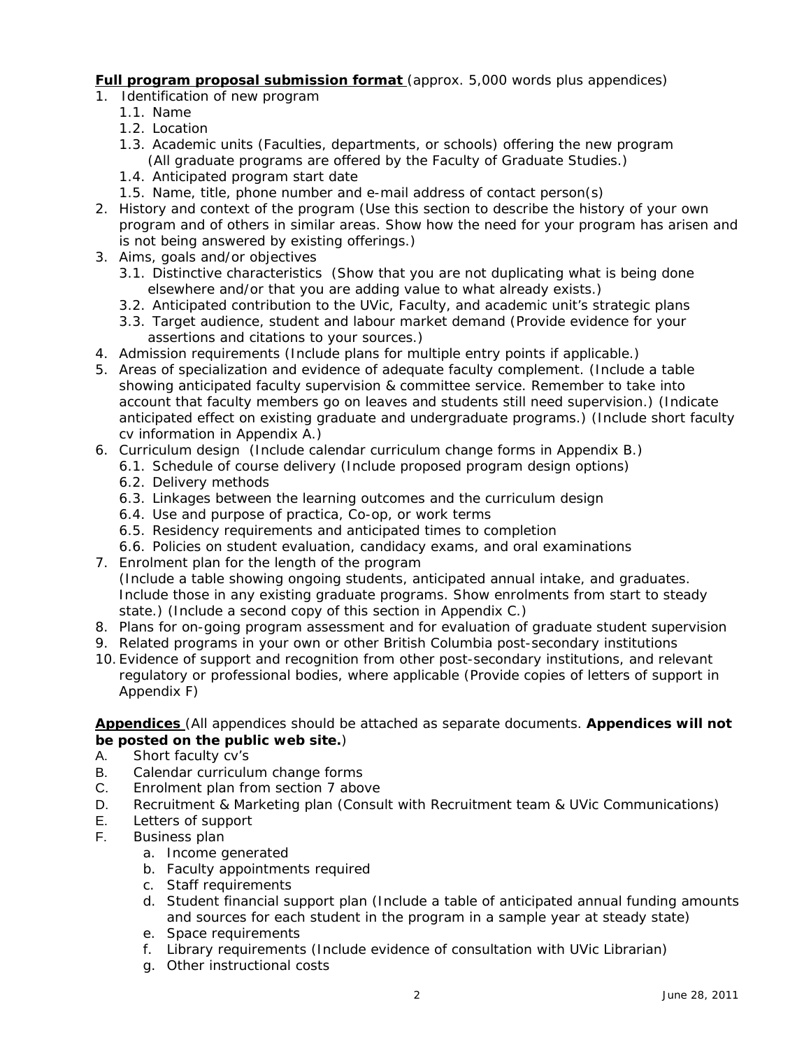**<u>Full program proposal submission format</u>** (approx. 5,000 words plus appendices)

1. Identification of new program
   1.1. Name
   1.2. Location
   1.3. Academic units (Faculties, departments, or schools) offering the new program (All graduate programs are offered by the Faculty of Graduate Studies.)
   1.4. Anticipated program start date
   1.5. Name, title, phone number and e-mail address of contact person(s)
2. History and context of the program (Use this section to describe the history of your own program and of others in similar areas. Show how the need for your program has arisen and is not being answered by existing offerings.)
3. Aims, goals and/or objectives
   3.1. Distinctive characteristics (Show that you are not duplicating what is being done elsewhere and/or that you are adding value to what already exists.)
   3.2. Anticipated contribution to the UVic, Faculty, and academic unit's strategic plans
   3.3. Target audience, student and labour market demand (Provide evidence for your assertions and citations to your sources.)
4. Admission requirements (Include plans for multiple entry points if applicable.)
5. Areas of specialization and evidence of adequate faculty complement. (Include a table showing anticipated faculty supervision & committee service. Remember to take into account that faculty members go on leaves and students still need supervision.) (Indicate anticipated effect on existing graduate and undergraduate programs.) (Include short faculty cv information in Appendix A.)
6. Curriculum design (Include calendar curriculum change forms in Appendix B.)
   6.1. Schedule of course delivery (Include proposed program design options)
   6.2. Delivery methods
   6.3. Linkages between the learning outcomes and the curriculum design
   6.4. Use and purpose of practica, Co-op, or work terms
   6.5. Residency requirements and anticipated times to completion
   6.6. Policies on student evaluation, candidacy exams, and oral examinations
7. Enrolment plan for the length of the program
   (Include a table showing ongoing students, anticipated annual intake, and graduates. Include those in any existing graduate programs. Show enrolments from start to steady state.) (Include a second copy of this section in Appendix C.)
8. Plans for on-going program assessment and for evaluation of graduate student supervision
9. Related programs in your own or other British Columbia post-secondary institutions
10. Evidence of support and recognition from other post-secondary institutions, and relevant regulatory or professional bodies, where applicable (Provide copies of letters of support in Appendix F)

**<u>Appendices</u>** (All appendices should be attached as separate documents. **Appendices will not be posted on the public web site.**)

A. Short faculty cv's
B. Calendar curriculum change forms
C. Enrolment plan from section 7 above
D. Recruitment & Marketing plan (Consult with Recruitment team & UVic Communications)
E. Letters of support
F. Business plan
   a. Income generated
   b. Faculty appointments required
   c. Staff requirements
   d. Student financial support plan (Include a table of anticipated annual funding amounts and sources for each student in the program in a sample year at steady state)
   e. Space requirements
   f. Library requirements (Include evidence of consultation with UVic Librarian)
   g. Other instructional costs